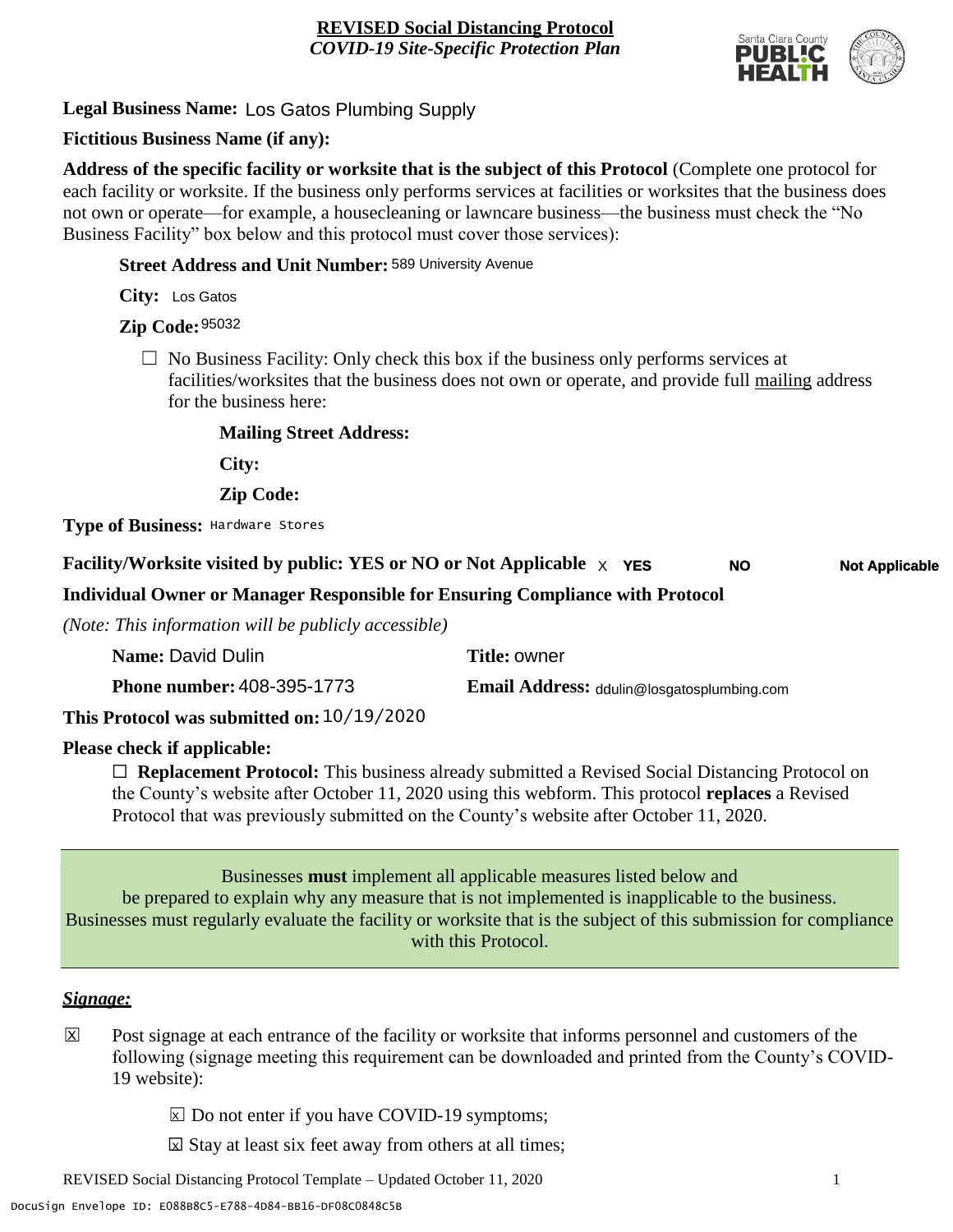**REVISED Social Distancing Protocol**
*COVID-19 Site-Specific Protection Plan*

**Legal Business Name:** Los Gatos Plumbing Supply

**Fictitious Business Name (if any):**

**Address of the specific facility or worksite that is the subject of this Protocol** (Complete one protocol for each facility or worksite. If the business only performs services at facilities or worksites that the business does not own or operate—for example, a housecleaning or lawncare business—the business must check the "No Business Facility" box below and this protocol must cover those services):

**Street Address and Unit Number:** 589 University Avenue

**City:** Los Gatos

**Zip Code:** 95032

☐ No Business Facility: Only check this box if the business only performs services at facilities/worksites that the business does not own or operate, and provide full mailing address for the business here:

**Mailing Street Address:**

**City:**

**Zip Code:**

**Type of Business:** Hardware Stores

**Facility/Worksite visited by public: YES or NO or Not Applicable** X **YES** **NO** **Not Applicable**

**Individual Owner or Manager Responsible for Ensuring Compliance with Protocol**

*(Note: This information will be publicly accessible)*

**Name:** David Dulin **Title:** owner

**Phone number:** 408-395-1773 **Email Address:** ddulin@losgatosplumbing.com

**This Protocol was submitted on:** 10/19/2020

**Please check if applicable:**

☐ **Replacement Protocol:** This business already submitted a Revised Social Distancing Protocol on the County's website after October 11, 2020 using this webform. This protocol **replaces** a Revised Protocol that was previously submitted on the County's website after October 11, 2020.

Businesses **must** implement all applicable measures listed below and be prepared to explain why any measure that is not implemented is inapplicable to the business. Businesses must regularly evaluate the facility or worksite that is the subject of this submission for compliance with this Protocol.

***Signage:***

☒ Post signage at each entrance of the facility or worksite that informs personnel and customers of the following (signage meeting this requirement can be downloaded and printed from the County's COVID-19 website):

- ☒ Do not enter if you have COVID-19 symptoms;
- ☒ Stay at least six feet away from others at all times;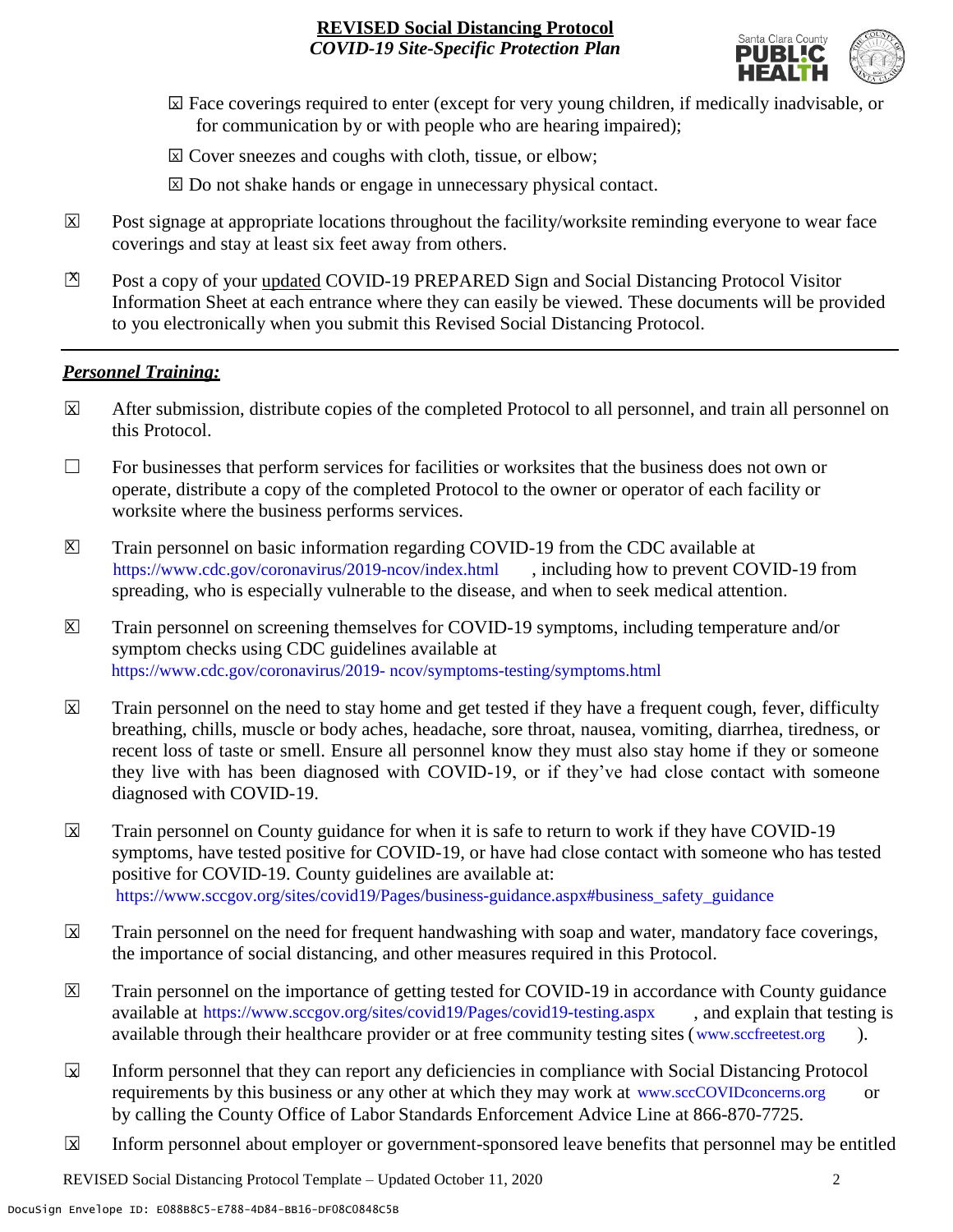☒ Face coverings required to enter (except for very young children, if medically inadvisable, or for communication by or with people who are hearing impaired);

☒ Cover sneezes and coughs with cloth, tissue, or elbow;

☒ Do not shake hands or engage in unnecessary physical contact.

☒ Post signage at appropriate locations throughout the facility/worksite reminding everyone to wear face coverings and stay at least six feet away from others.

☒ Post a copy of your updated COVID-19 PREPARED Sign and Social Distancing Protocol Visitor Information Sheet at each entrance where they can easily be viewed. These documents will be provided to you electronically when you submit this Revised Social Distancing Protocol.

---

***Personnel Training:***

☒ After submission, distribute copies of the completed Protocol to all personnel, and train all personnel on this Protocol.

☐ For businesses that perform services for facilities or worksites that the business does not own or operate, distribute a copy of the completed Protocol to the owner or operator of each facility or worksite where the business performs services.

☒ Train personnel on basic information regarding COVID-19 from the CDC available at https://www.cdc.gov/coronavirus/2019-ncov/index.html, including how to prevent COVID-19 from spreading, who is especially vulnerable to the disease, and when to seek medical attention.

☒ Train personnel on screening themselves for COVID-19 symptoms, including temperature and/or symptom checks using CDC guidelines available at https://www.cdc.gov/coronavirus/2019- ncov/symptoms-testing/symptoms.html

☒ Train personnel on the need to stay home and get tested if they have a frequent cough, fever, difficulty breathing, chills, muscle or body aches, headache, sore throat, nausea, vomiting, diarrhea, tiredness, or recent loss of taste or smell. Ensure all personnel know they must also stay home if they or someone they live with has been diagnosed with COVID-19, or if they've had close contact with someone diagnosed with COVID-19.

☒ Train personnel on County guidance for when it is safe to return to work if they have COVID-19 symptoms, have tested positive for COVID-19, or have had close contact with someone who has tested positive for COVID-19. County guidelines are available at: https://www.sccgov.org/sites/covid19/Pages/business-guidance.aspx#business_safety_guidance

☒ Train personnel on the need for frequent handwashing with soap and water, mandatory face coverings, the importance of social distancing, and other measures required in this Protocol.

☒ Train personnel on the importance of getting tested for COVID-19 in accordance with County guidance available at https://www.sccgov.org/sites/covid19/Pages/covid19-testing.aspx, and explain that testing is available through their healthcare provider or at free community testing sites (www.sccfreetest.org).

☒ Inform personnel that they can report any deficiencies in compliance with Social Distancing Protocol requirements by this business or any other at which they may work at www.sccCOVIDconcerns.org or by calling the County Office of Labor Standards Enforcement Advice Line at 866-870-7725.

☒ Inform personnel about employer or government-sponsored leave benefits that personnel may be entitled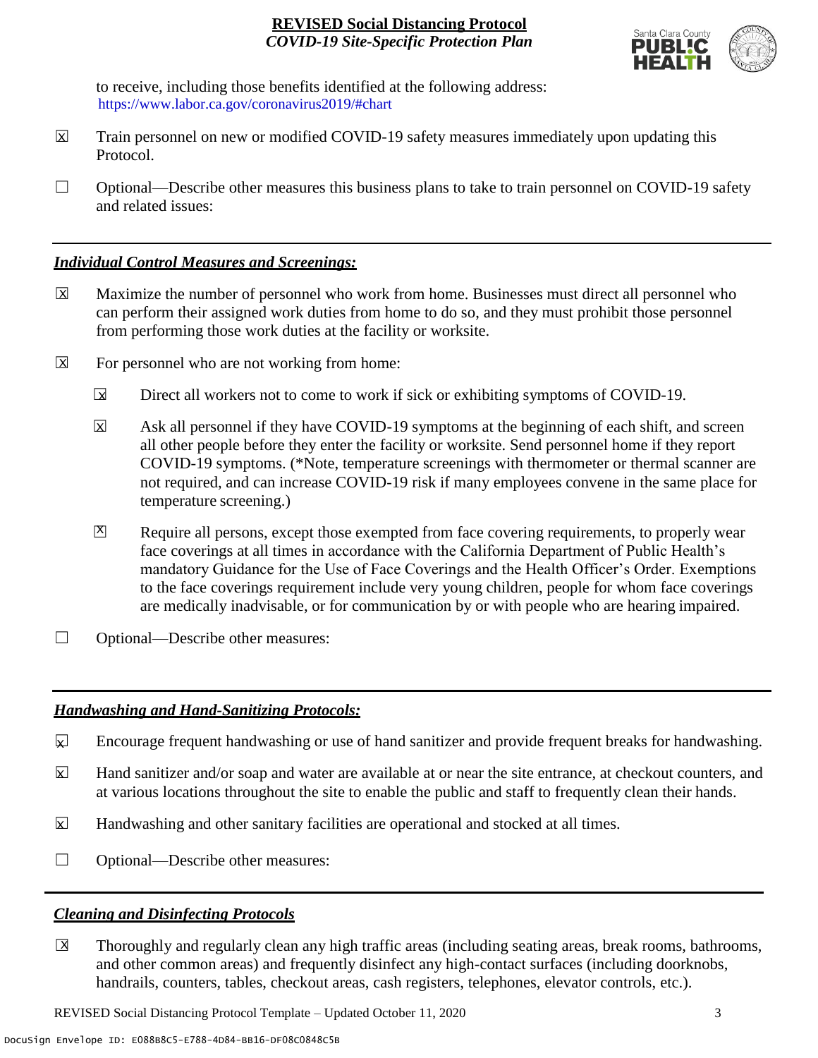to receive, including those benefits identified at the following address: https://www.labor.ca.gov/coronavirus2019/#chart

☒ Train personnel on new or modified COVID-19 safety measures immediately upon updating this Protocol.

☐ Optional—Describe other measures this business plans to take to train personnel on COVID-19 safety and related issues:

## *Individual Control Measures and Screenings:*

☒ Maximize the number of personnel who work from home. Businesses must direct all personnel who can perform their assigned work duties from home to do so, and they must prohibit those personnel from performing those work duties at the facility or worksite.

☒ For personnel who are not working from home:

- ☒ Direct all workers not to come to work if sick or exhibiting symptoms of COVID-19.
- ☒ Ask all personnel if they have COVID-19 symptoms at the beginning of each shift, and screen all other people before they enter the facility or worksite. Send personnel home if they report COVID-19 symptoms. (*Note, temperature screenings with thermometer or thermal scanner are not required, and can increase COVID-19 risk if many employees convene in the same place for temperature screening.)
- ☒ Require all persons, except those exempted from face covering requirements, to properly wear face coverings at all times in accordance with the California Department of Public Health's mandatory Guidance for the Use of Face Coverings and the Health Officer's Order. Exemptions to the face coverings requirement include very young children, people for whom face coverings are medically inadvisable, or for communication by or with people who are hearing impaired.

☐ Optional—Describe other measures:

## *Handwashing and Hand-Sanitizing Protocols:*

☒ Encourage frequent handwashing or use of hand sanitizer and provide frequent breaks for handwashing.

☒ Hand sanitizer and/or soap and water are available at or near the site entrance, at checkout counters, and at various locations throughout the site to enable the public and staff to frequently clean their hands.

☒ Handwashing and other sanitary facilities are operational and stocked at all times.

☐ Optional—Describe other measures:

## *Cleaning and Disinfecting Protocols*

☒ Thoroughly and regularly clean any high traffic areas (including seating areas, break rooms, bathrooms, and other common areas) and frequently disinfect any high-contact surfaces (including doorknobs, handrails, counters, tables, checkout areas, cash registers, telephones, elevator controls, etc.).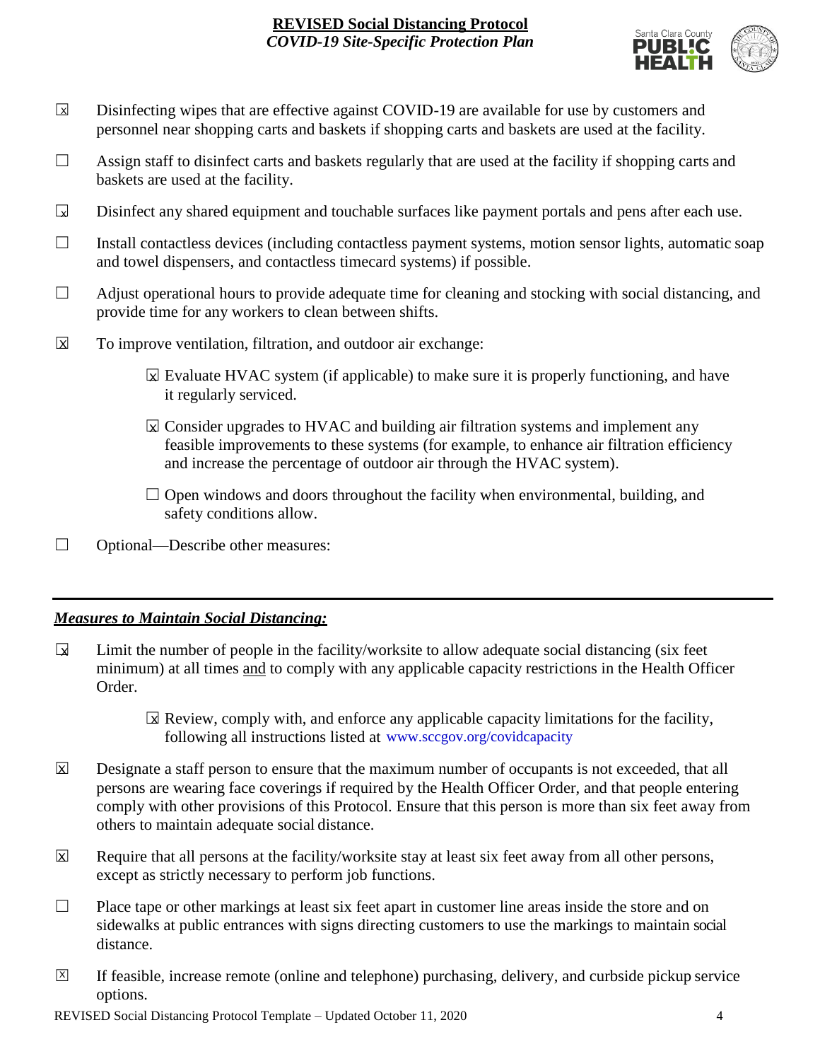- ☒ Disinfecting wipes that are effective against COVID-19 are available for use by customers and personnel near shopping carts and baskets if shopping carts and baskets are used at the facility.
- ☐ Assign staff to disinfect carts and baskets regularly that are used at the facility if shopping carts and baskets are used at the facility.
- ☒ Disinfect any shared equipment and touchable surfaces like payment portals and pens after each use.
- ☐ Install contactless devices (including contactless payment systems, motion sensor lights, automatic soap and towel dispensers, and contactless timecard systems) if possible.
- ☐ Adjust operational hours to provide adequate time for cleaning and stocking with social distancing, and provide time for any workers to clean between shifts.
- ☒ To improve ventilation, filtration, and outdoor air exchange:
  - ☒ Evaluate HVAC system (if applicable) to make sure it is properly functioning, and have it regularly serviced.
  - ☒ Consider upgrades to HVAC and building air filtration systems and implement any feasible improvements to these systems (for example, to enhance air filtration efficiency and increase the percentage of outdoor air through the HVAC system).
  - ☐ Open windows and doors throughout the facility when environmental, building, and safety conditions allow.
- ☐ Optional—Describe other measures:

---

### ***Measures to Maintain Social Distancing:***

- ☒ Limit the number of people in the facility/worksite to allow adequate social distancing (six feet minimum) at all times and to comply with any applicable capacity restrictions in the Health Officer Order.
  - ☒ Review, comply with, and enforce any applicable capacity limitations for the facility, following all instructions listed at www.sccgov.org/covidcapacity
- ☒ Designate a staff person to ensure that the maximum number of occupants is not exceeded, that all persons are wearing face coverings if required by the Health Officer Order, and that people entering comply with other provisions of this Protocol. Ensure that this person is more than six feet away from others to maintain adequate social distance.
- ☒ Require that all persons at the facility/worksite stay at least six feet away from all other persons, except as strictly necessary to perform job functions.
- ☐ Place tape or other markings at least six feet apart in customer line areas inside the store and on sidewalks at public entrances with signs directing customers to use the markings to maintain social distance.
- ☒ If feasible, increase remote (online and telephone) purchasing, delivery, and curbside pickup service options.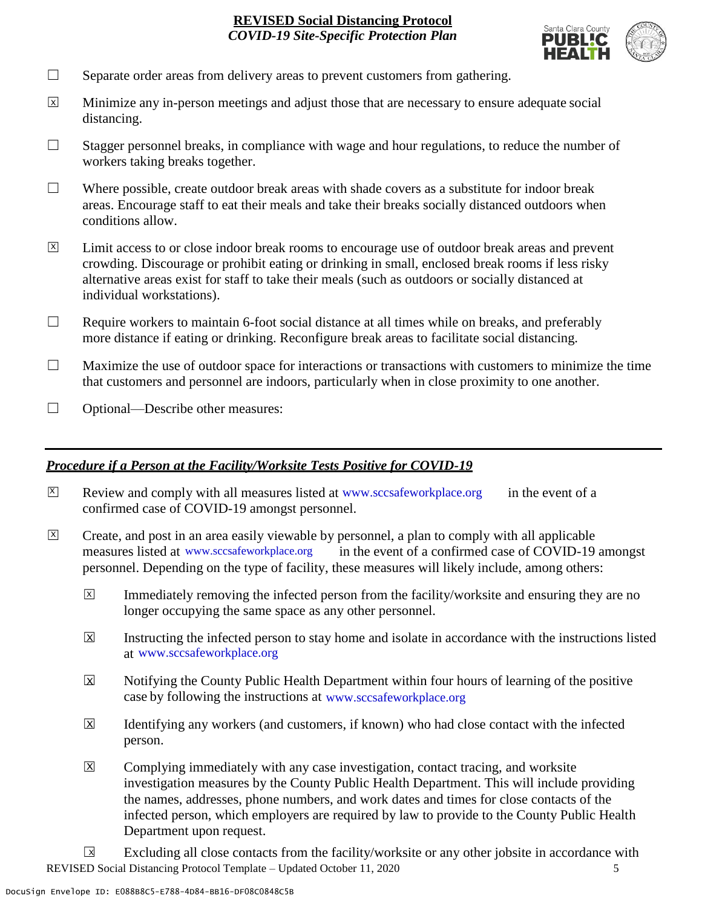☐ Separate order areas from delivery areas to prevent customers from gathering.

☒ Minimize any in-person meetings and adjust those that are necessary to ensure adequate social distancing.

☐ Stagger personnel breaks, in compliance with wage and hour regulations, to reduce the number of workers taking breaks together.

☐ Where possible, create outdoor break areas with shade covers as a substitute for indoor break areas. Encourage staff to eat their meals and take their breaks socially distanced outdoors when conditions allow.

☒ Limit access to or close indoor break rooms to encourage use of outdoor break areas and prevent crowding. Discourage or prohibit eating or drinking in small, enclosed break rooms if less risky alternative areas exist for staff to take their meals (such as outdoors or socially distanced at individual workstations).

☐ Require workers to maintain 6-foot social distance at all times while on breaks, and preferably more distance if eating or drinking. Reconfigure break areas to facilitate social distancing.

☐ Maximize the use of outdoor space for interactions or transactions with customers to minimize the time that customers and personnel are indoors, particularly when in close proximity to one another.

☐ Optional—Describe other measures:

---

## ***Procedure if a Person at the Facility/Worksite Tests Positive for COVID-19***

☒ Review and comply with all measures listed at www.sccsafeworkplace.org in the event of a confirmed case of COVID-19 amongst personnel.

☒ Create, and post in an area easily viewable by personnel, a plan to comply with all applicable measures listed at www.sccsafeworkplace.org in the event of a confirmed case of COVID-19 amongst personnel. Depending on the type of facility, these measures will likely include, among others:

- ☒ Immediately removing the infected person from the facility/worksite and ensuring they are no longer occupying the same space as any other personnel.

- ☒ Instructing the infected person to stay home and isolate in accordance with the instructions listed at www.sccsafeworkplace.org

- ☒ Notifying the County Public Health Department within four hours of learning of the positive case by following the instructions at www.sccsafeworkplace.org

- ☒ Identifying any workers (and customers, if known) who had close contact with the infected person.

- ☒ Complying immediately with any case investigation, contact tracing, and worksite investigation measures by the County Public Health Department. This will include providing the names, addresses, phone numbers, and work dates and times for close contacts of the infected person, which employers are required by law to provide to the County Public Health Department upon request.

- ☒ Excluding all close contacts from the facility/worksite or any other jobsite in accordance with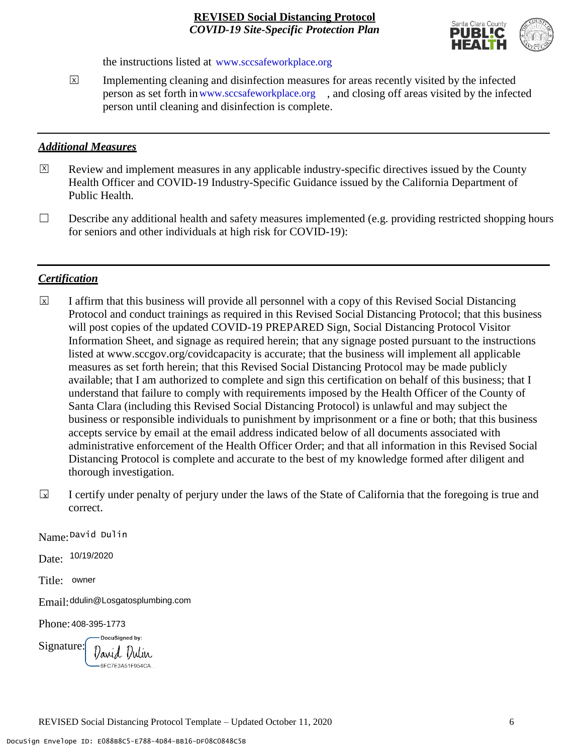the instructions listed at www.sccsafeworkplace.org

☒ Implementing cleaning and disinfection measures for areas recently visited by the infected person as set forth in www.sccsafeworkplace.org , and closing off areas visited by the infected person until cleaning and disinfection is complete.

## *Additional Measures*

☒ Review and implement measures in any applicable industry-specific directives issued by the County Health Officer and COVID-19 Industry-Specific Guidance issued by the California Department of Public Health.

☐ Describe any additional health and safety measures implemented (e.g. providing restricted shopping hours for seniors and other individuals at high risk for COVID-19):

## *Certification*

☒ I affirm that this business will provide all personnel with a copy of this Revised Social Distancing Protocol and conduct trainings as required in this Revised Social Distancing Protocol; that this business will post copies of the updated COVID-19 PREPARED Sign, Social Distancing Protocol Visitor Information Sheet, and signage as required herein; that any signage posted pursuant to the instructions listed at www.sccgov.org/covidcapacity is accurate; that the business will implement all applicable measures as set forth herein; that this Revised Social Distancing Protocol may be made publicly available; that I am authorized to complete and sign this certification on behalf of this business; that I understand that failure to comply with requirements imposed by the Health Officer of the County of Santa Clara (including this Revised Social Distancing Protocol) is unlawful and may subject the business or responsible individuals to punishment by imprisonment or a fine or both; that this business accepts service by email at the email address indicated below of all documents associated with administrative enforcement of the Health Officer Order; and that all information in this Revised Social Distancing Protocol is complete and accurate to the best of my knowledge formed after diligent and thorough investigation.

☒ I certify under penalty of perjury under the laws of the State of California that the foregoing is true and correct.

Name: David Dulin

Date: 10/19/2020

Title: owner

Email: ddulin@Losgatosplumbing.com

Phone: 408-395-1773

Signature: DocuSigned by: David Dulin 6FC7E3A51F954CA...

DocuSign Envelope ID: E088B8C5-E788-4D84-BB16-DF08C0848C5B